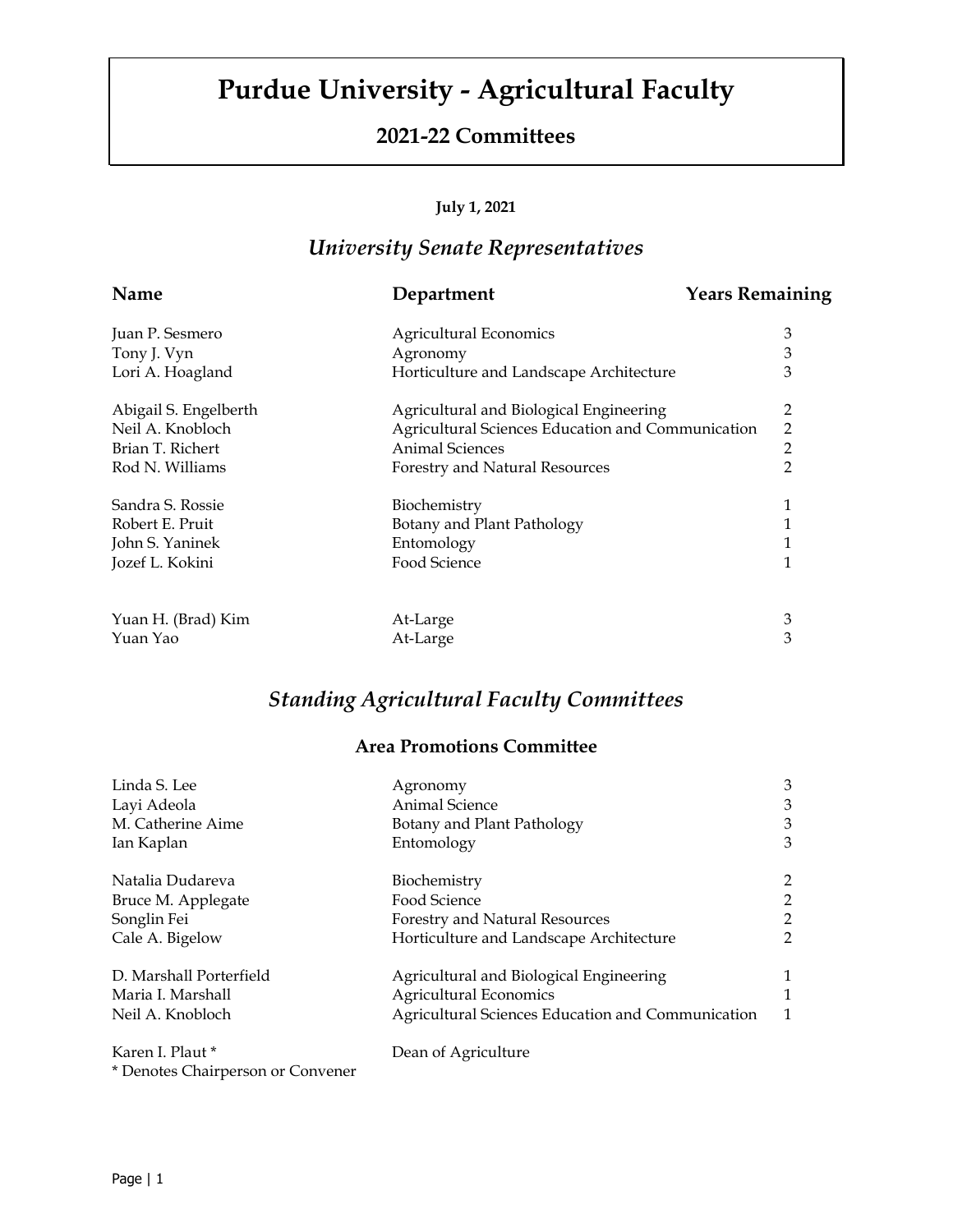# Purdue University - Agricultural Faculty

## 2021-22 Committees

**July 1, 2021**

## *University Senate Representatives*

| Name | Department | Years Remaining |
|---|---|---|
| Juan P. Sesmero | Agricultural Economics | 3 |
| Tony J. Vyn | Agronomy | 3 |
| Lori A. Hoagland | Horticulture and Landscape Architecture | 3 |
| Abigail S. Engelberth | Agricultural and Biological Engineering | 2 |
| Neil A. Knobloch | Agricultural Sciences Education and Communication | 2 |
| Brian T. Richert | Animal Sciences | 2 |
| Rod N. Williams | Forestry and Natural Resources | 2 |
| Sandra S. Rossie | Biochemistry | 1 |
| Robert E. Pruit | Botany and Plant Pathology | 1 |
| John S. Yaninek | Entomology | 1 |
| Jozef L. Kokini | Food Science | 1 |
| Yuan H. (Brad) Kim | At-Large | 3 |
| Yuan Yao | At-Large | 3 |

## *Standing Agricultural Faculty Committees*

### Area Promotions Committee

| Name | Department | Years Remaining |
|---|---|---|
| Linda S. Lee | Agronomy | 3 |
| Layi Adeola | Animal Science | 3 |
| M. Catherine Aime | Botany and Plant Pathology | 3 |
| Ian Kaplan | Entomology | 3 |
| Natalia Dudareva | Biochemistry | 2 |
| Bruce M. Applegate | Food Science | 2 |
| Songlin Fei | Forestry and Natural Resources | 2 |
| Cale A. Bigelow | Horticulture and Landscape Architecture | 2 |
| D. Marshall Porterfield | Agricultural and Biological Engineering | 1 |
| Maria I. Marshall | Agricultural Economics | 1 |
| Neil A. Knobloch | Agricultural Sciences Education and Communication | 1 |
| Karen I. Plaut * | Dean of Agriculture | |

\* Denotes Chairperson or Convener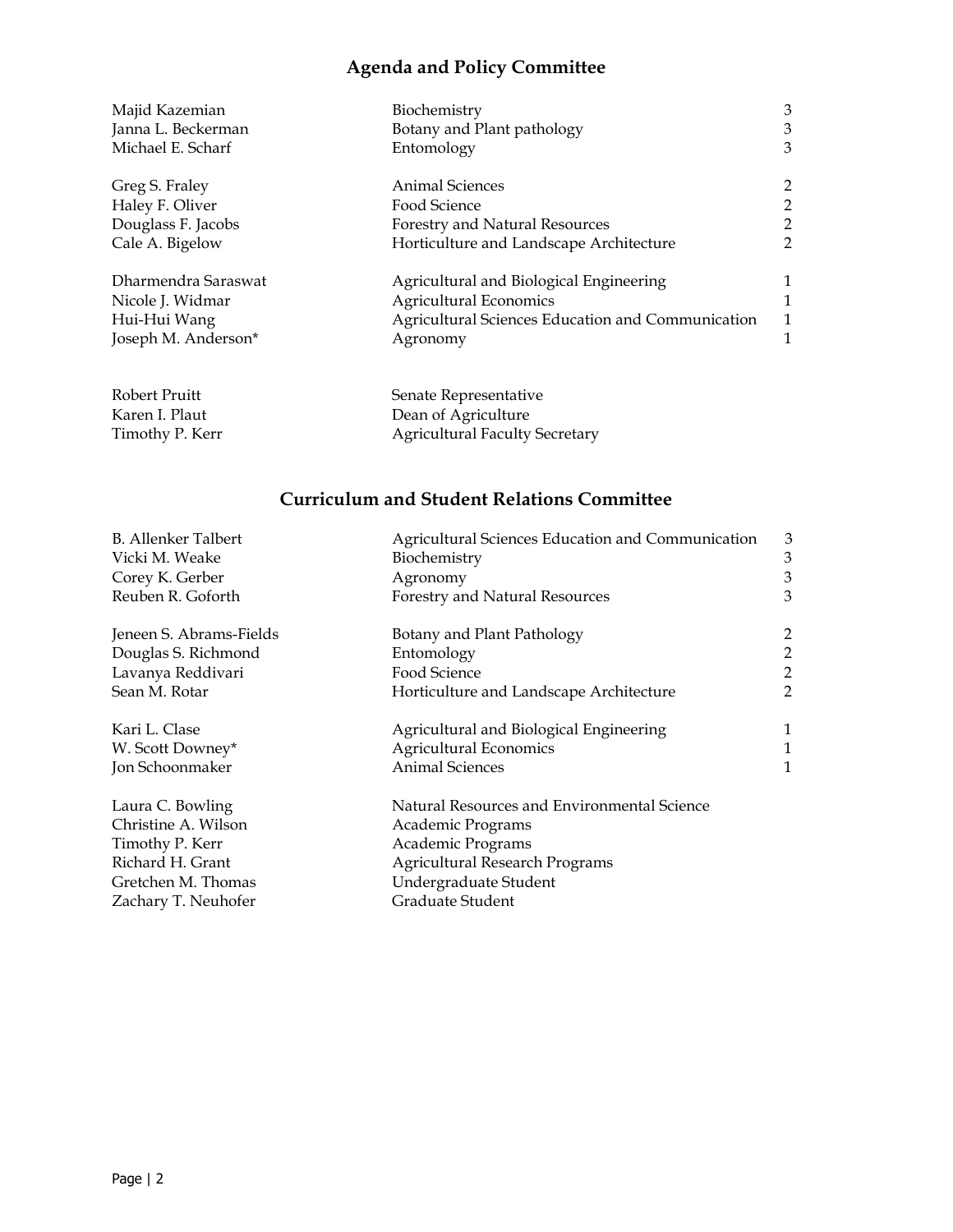## Agenda and Policy Committee

| | | |
|---|---|---|
| Majid Kazemian | Biochemistry | 3 |
| Janna L. Beckerman | Botany and Plant pathology | 3 |
| Michael E. Scharf | Entomology | 3 |
| Greg S. Fraley | Animal Sciences | 2 |
| Haley F. Oliver | Food Science | 2 |
| Douglass F. Jacobs | Forestry and Natural Resources | 2 |
| Cale A. Bigelow | Horticulture and Landscape Architecture | 2 |
| Dharmendra Saraswat | Agricultural and Biological Engineering | 1 |
| Nicole J. Widmar | Agricultural Economics | 1 |
| Hui-Hui Wang | Agricultural Sciences Education and Communication | 1 |
| Joseph M. Anderson* | Agronomy | 1 |
| Robert Pruitt | Senate Representative | |
| Karen I. Plaut | Dean of Agriculture | |
| Timothy P. Kerr | Agricultural Faculty Secretary | |

## Curriculum and Student Relations Committee

| | | |
|---|---|---|
| B. Allenker Talbert | Agricultural Sciences Education and Communication | 3 |
| Vicki M. Weake | Biochemistry | 3 |
| Corey K. Gerber | Agronomy | 3 |
| Reuben R. Goforth | Forestry and Natural Resources | 3 |
| Jeneen S. Abrams-Fields | Botany and Plant Pathology | 2 |
| Douglas S. Richmond | Entomology | 2 |
| Lavanya Reddivari | Food Science | 2 |
| Sean M. Rotar | Horticulture and Landscape Architecture | 2 |
| Kari L. Clase | Agricultural and Biological Engineering | 1 |
| W. Scott Downey* | Agricultural Economics | 1 |
| Jon Schoonmaker | Animal Sciences | 1 |
| Laura C. Bowling | Natural Resources and Environmental Science | |
| Christine A. Wilson | Academic Programs | |
| Timothy P. Kerr | Academic Programs | |
| Richard H. Grant | Agricultural Research Programs | |
| Gretchen M. Thomas | Undergraduate Student | |
| Zachary T. Neuhofer | Graduate Student | |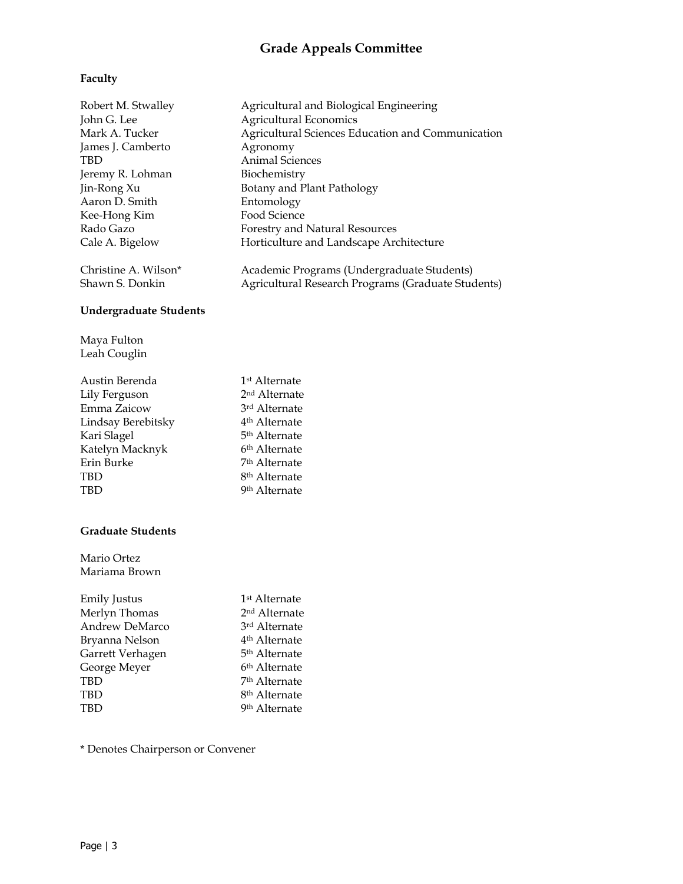# Grade Appeals Committee

**Faculty**

| | |
|---|---|
| Robert M. Stwalley | Agricultural and Biological Engineering |
| John G. Lee | Agricultural Economics |
| Mark A. Tucker | Agricultural Sciences Education and Communication |
| James J. Camberto | Agronomy |
| TBD | Animal Sciences |
| Jeremy R. Lohman | Biochemistry |
| Jin-Rong Xu | Botany and Plant Pathology |
| Aaron D. Smith | Entomology |
| Kee-Hong Kim | Food Science |
| Rado Gazo | Forestry and Natural Resources |
| Cale A. Bigelow | Horticulture and Landscape Architecture |
| Christine A. Wilson* | Academic Programs (Undergraduate Students) |
| Shawn S. Donkin | Agricultural Research Programs (Graduate Students) |

**Undergraduate Students**

Maya Fulton
Leah Couglin

| | |
|---|---|
| Austin Berenda | 1st Alternate |
| Lily Ferguson | 2nd Alternate |
| Emma Zaicow | 3rd Alternate |
| Lindsay Berebitsky | 4th Alternate |
| Kari Slagel | 5th Alternate |
| Katelyn Macknyk | 6th Alternate |
| Erin Burke | 7th Alternate |
| TBD | 8th Alternate |
| TBD | 9th Alternate |

**Graduate Students**

Mario Ortez
Mariama Brown

| | |
|---|---|
| Emily Justus | 1st Alternate |
| Merlyn Thomas | 2nd Alternate |
| Andrew DeMarco | 3rd Alternate |
| Bryanna Nelson | 4th Alternate |
| Garrett Verhagen | 5th Alternate |
| George Meyer | 6th Alternate |
| TBD | 7th Alternate |
| TBD | 8th Alternate |
| TBD | 9th Alternate |

* Denotes Chairperson or Convener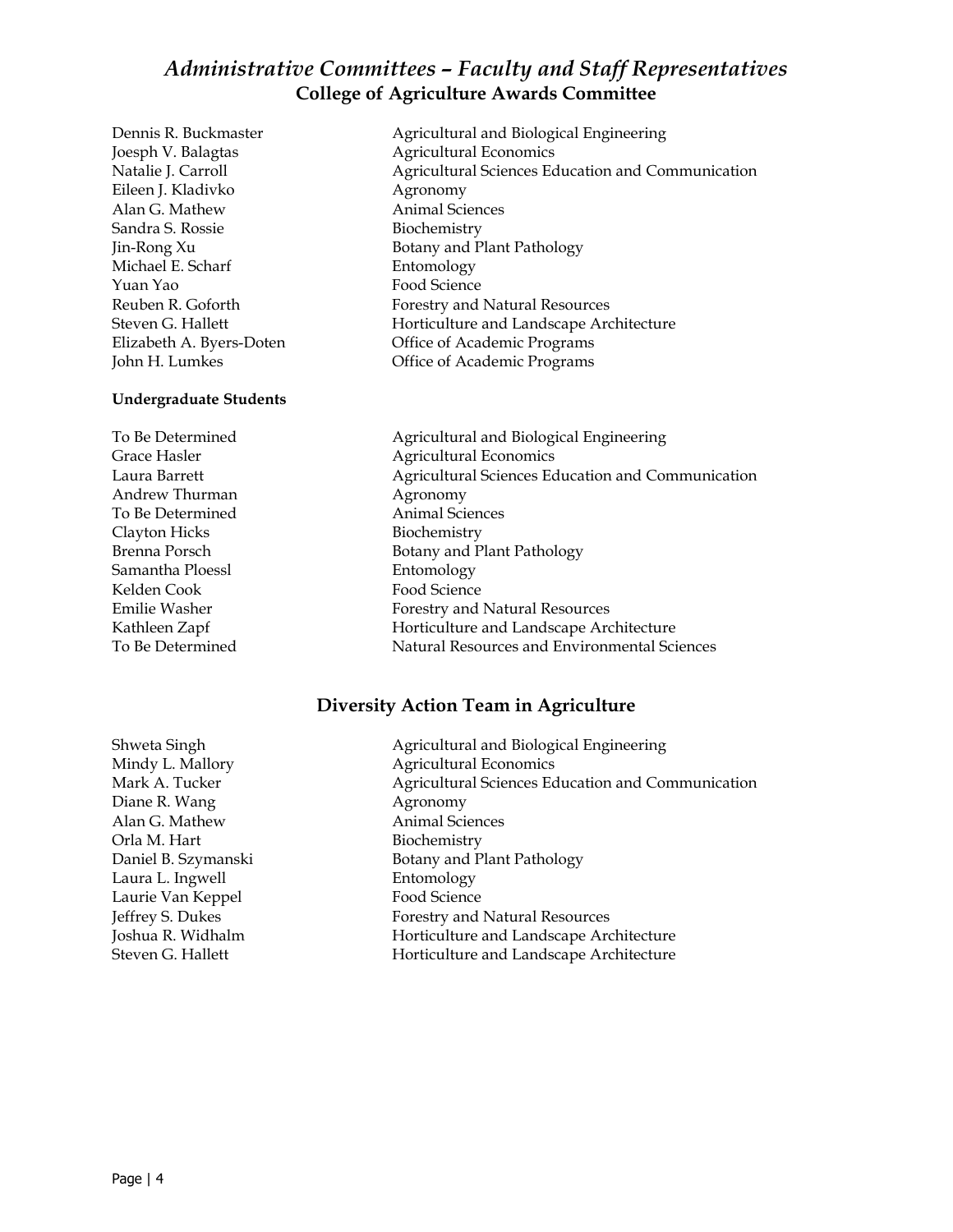# *Administrative Committees – Faculty and Staff Representatives*

## College of Agriculture Awards Committee

| | |
|---|---|
| Dennis R. Buckmaster | Agricultural and Biological Engineering |
| Joesph V. Balagtas | Agricultural Economics |
| Natalie J. Carroll | Agricultural Sciences Education and Communication |
| Eileen J. Kladivko | Agronomy |
| Alan G. Mathew | Animal Sciences |
| Sandra S. Rossie | Biochemistry |
| Jin-Rong Xu | Botany and Plant Pathology |
| Michael E. Scharf | Entomology |
| Yuan Yao | Food Science |
| Reuben R. Goforth | Forestry and Natural Resources |
| Steven G. Hallett | Horticulture and Landscape Architecture |
| Elizabeth A. Byers-Doten | Office of Academic Programs |
| John H. Lumkes | Office of Academic Programs |

**Undergraduate Students**

| | |
|---|---|
| To Be Determined | Agricultural and Biological Engineering |
| Grace Hasler | Agricultural Economics |
| Laura Barrett | Agricultural Sciences Education and Communication |
| Andrew Thurman | Agronomy |
| To Be Determined | Animal Sciences |
| Clayton Hicks | Biochemistry |
| Brenna Porsch | Botany and Plant Pathology |
| Samantha Ploessl | Entomology |
| Kelden Cook | Food Science |
| Emilie Washer | Forestry and Natural Resources |
| Kathleen Zapf | Horticulture and Landscape Architecture |
| To Be Determined | Natural Resources and Environmental Sciences |

## Diversity Action Team in Agriculture

| | |
|---|---|
| Shweta Singh | Agricultural and Biological Engineering |
| Mindy L. Mallory | Agricultural Economics |
| Mark A. Tucker | Agricultural Sciences Education and Communication |
| Diane R. Wang | Agronomy |
| Alan G. Mathew | Animal Sciences |
| Orla M. Hart | Biochemistry |
| Daniel B. Szymanski | Botany and Plant Pathology |
| Laura L. Ingwell | Entomology |
| Laurie Van Keppel | Food Science |
| Jeffrey S. Dukes | Forestry and Natural Resources |
| Joshua R. Widhalm | Horticulture and Landscape Architecture |
| Steven G. Hallett | Horticulture and Landscape Architecture |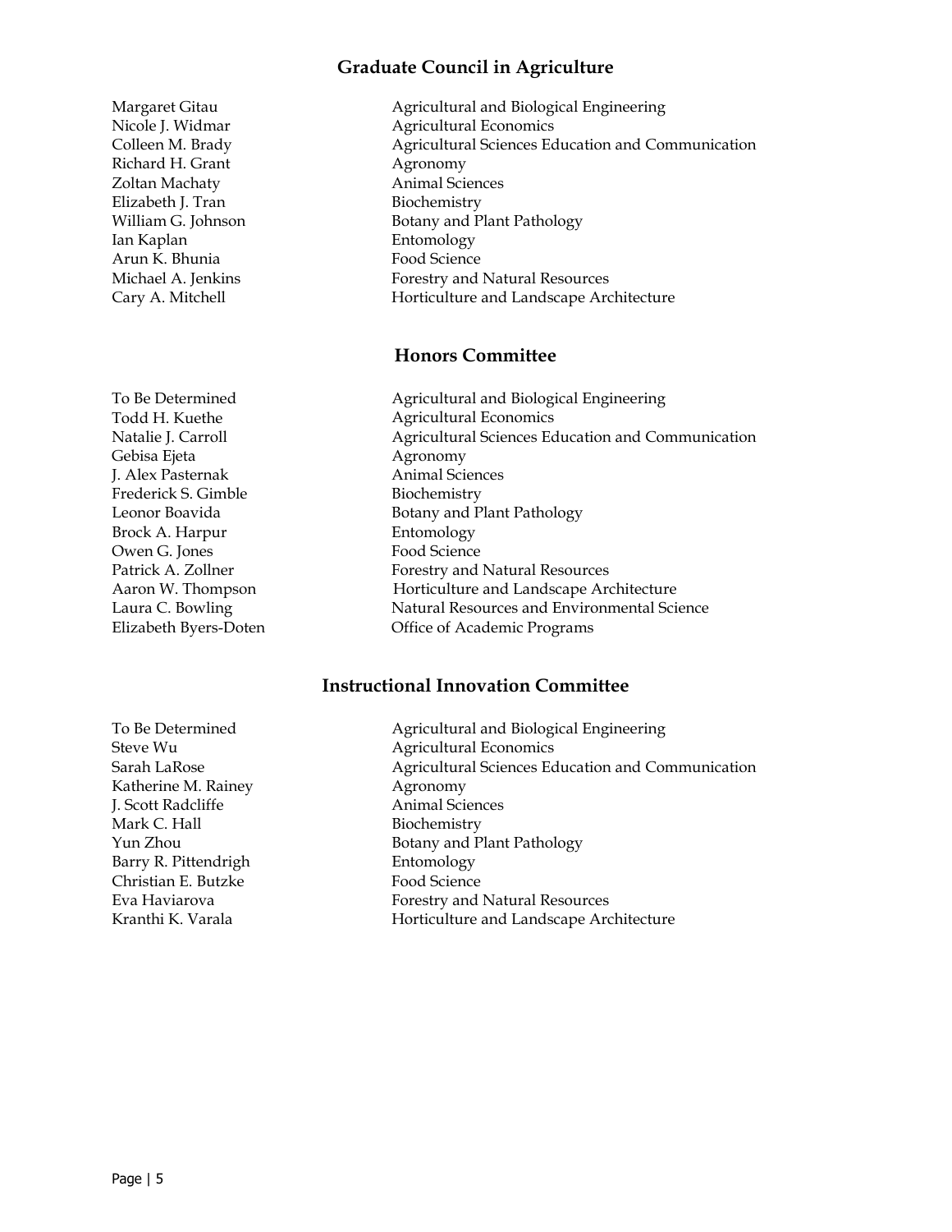## Graduate Council in Agriculture

| | |
|---|---|
| Margaret Gitau | Agricultural and Biological Engineering |
| Nicole J. Widmar | Agricultural Economics |
| Colleen M. Brady | Agricultural Sciences Education and Communication |
| Richard H. Grant | Agronomy |
| Zoltan Machaty | Animal Sciences |
| Elizabeth J. Tran | Biochemistry |
| William G. Johnson | Botany and Plant Pathology |
| Ian Kaplan | Entomology |
| Arun K. Bhunia | Food Science |
| Michael A. Jenkins | Forestry and Natural Resources |
| Cary A. Mitchell | Horticulture and Landscape Architecture |

## Honors Committee

| | |
|---|---|
| To Be Determined | Agricultural and Biological Engineering |
| Todd H. Kuethe | Agricultural Economics |
| Natalie J. Carroll | Agricultural Sciences Education and Communication |
| Gebisa Ejeta | Agronomy |
| J. Alex Pasternak | Animal Sciences |
| Frederick S. Gimble | Biochemistry |
| Leonor Boavida | Botany and Plant Pathology |
| Brock A. Harpur | Entomology |
| Owen G. Jones | Food Science |
| Patrick A. Zollner | Forestry and Natural Resources |
| Aaron W. Thompson | Horticulture and Landscape Architecture |
| Laura C. Bowling | Natural Resources and Environmental Science |
| Elizabeth Byers-Doten | Office of Academic Programs |

## Instructional Innovation Committee

| | |
|---|---|
| To Be Determined | Agricultural and Biological Engineering |
| Steve Wu | Agricultural Economics |
| Sarah LaRose | Agricultural Sciences Education and Communication |
| Katherine M. Rainey | Agronomy |
| J. Scott Radcliffe | Animal Sciences |
| Mark C. Hall | Biochemistry |
| Yun Zhou | Botany and Plant Pathology |
| Barry R. Pittendrigh | Entomology |
| Christian E. Butzke | Food Science |
| Eva Haviarova | Forestry and Natural Resources |
| Kranthi K. Varala | Horticulture and Landscape Architecture |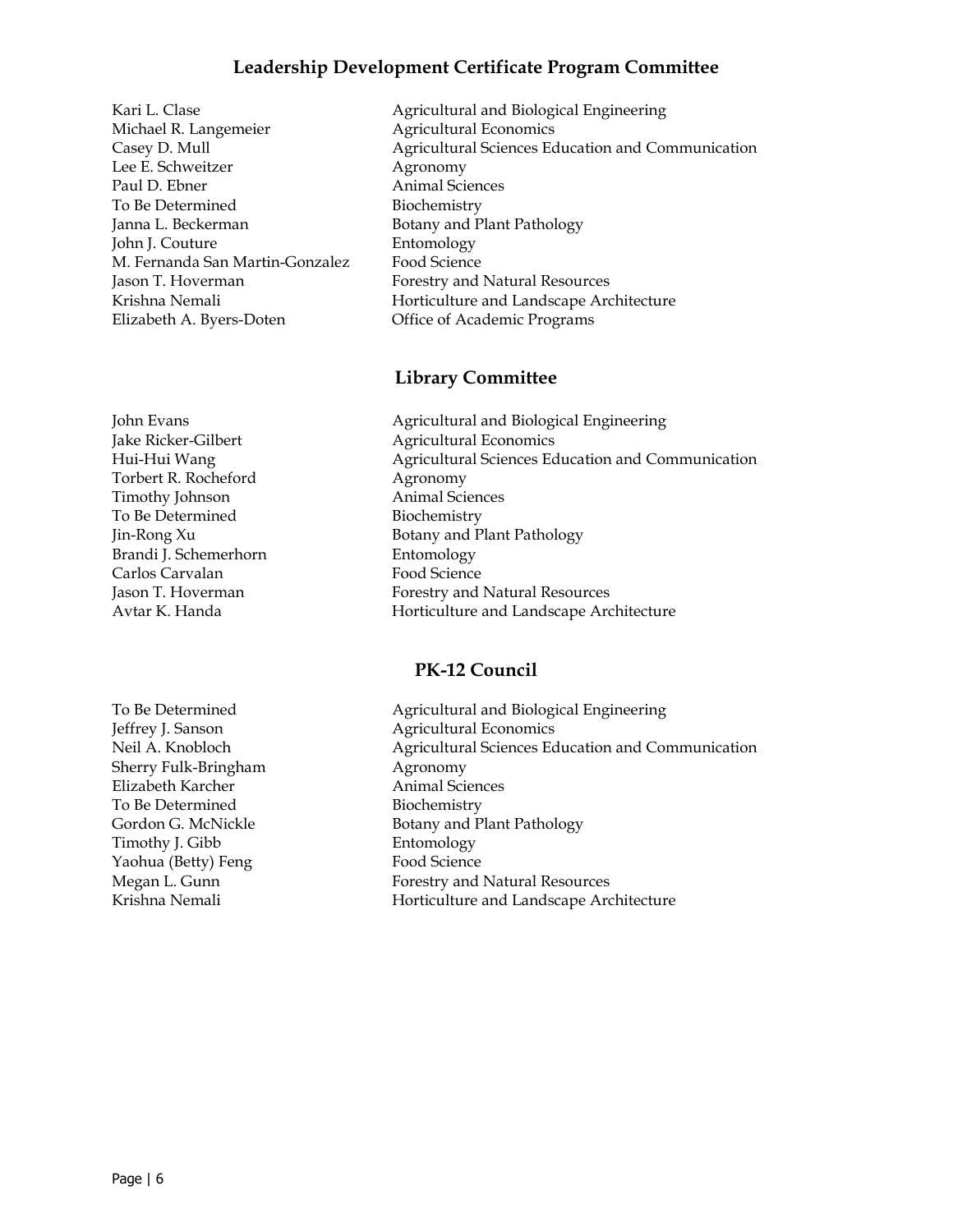## Leadership Development Certificate Program Committee

| | |
|---|---|
| Kari L. Clase | Agricultural and Biological Engineering |
| Michael R. Langemeier | Agricultural Economics |
| Casey D. Mull | Agricultural Sciences Education and Communication |
| Lee E. Schweitzer | Agronomy |
| Paul D. Ebner | Animal Sciences |
| To Be Determined | Biochemistry |
| Janna L. Beckerman | Botany and Plant Pathology |
| John J. Couture | Entomology |
| M. Fernanda San Martin-Gonzalez | Food Science |
| Jason T. Hoverman | Forestry and Natural Resources |
| Krishna Nemali | Horticulture and Landscape Architecture |
| Elizabeth A. Byers-Doten | Office of Academic Programs |

## Library Committee

| | |
|---|---|
| John Evans | Agricultural and Biological Engineering |
| Jake Ricker-Gilbert | Agricultural Economics |
| Hui-Hui Wang | Agricultural Sciences Education and Communication |
| Torbert R. Rocheford | Agronomy |
| Timothy Johnson | Animal Sciences |
| To Be Determined | Biochemistry |
| Jin-Rong Xu | Botany and Plant Pathology |
| Brandi J. Schemerhorn | Entomology |
| Carlos Carvalan | Food Science |
| Jason T. Hoverman | Forestry and Natural Resources |
| Avtar K. Handa | Horticulture and Landscape Architecture |

## PK-12 Council

| | |
|---|---|
| To Be Determined | Agricultural and Biological Engineering |
| Jeffrey J. Sanson | Agricultural Economics |
| Neil A. Knobloch | Agricultural Sciences Education and Communication |
| Sherry Fulk-Bringham | Agronomy |
| Elizabeth Karcher | Animal Sciences |
| To Be Determined | Biochemistry |
| Gordon G. McNickle | Botany and Plant Pathology |
| Timothy J. Gibb | Entomology |
| Yaohua (Betty) Feng | Food Science |
| Megan L. Gunn | Forestry and Natural Resources |
| Krishna Nemali | Horticulture and Landscape Architecture |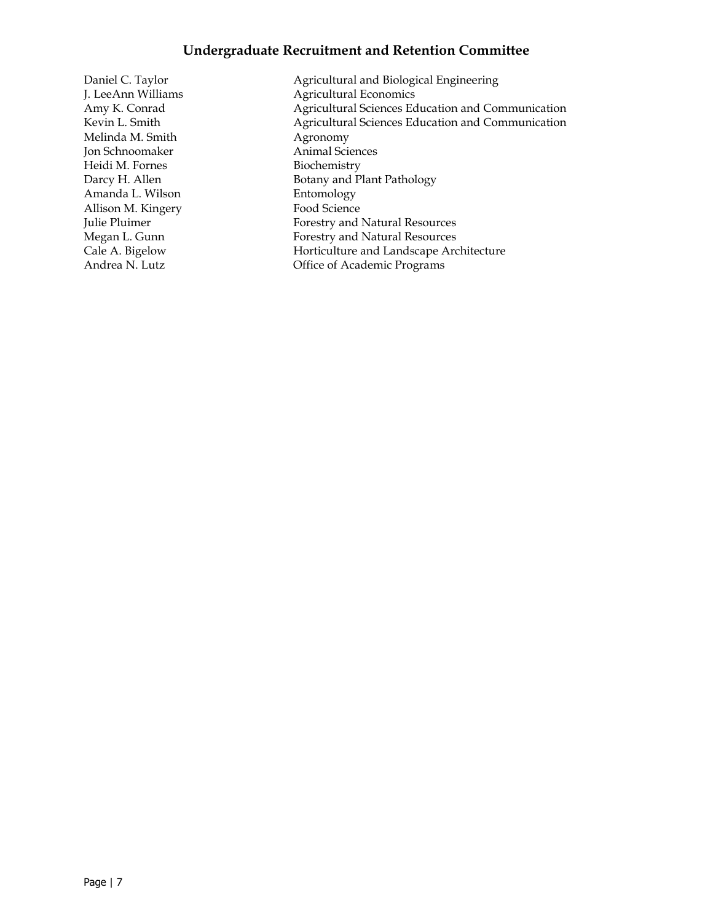## Undergraduate Recruitment and Retention Committee

| | |
|---|---|
| Daniel C. Taylor | Agricultural and Biological Engineering |
| J. LeeAnn Williams | Agricultural Economics |
| Amy K. Conrad | Agricultural Sciences Education and Communication |
| Kevin L. Smith | Agricultural Sciences Education and Communication |
| Melinda M. Smith | Agronomy |
| Jon Schnoomaker | Animal Sciences |
| Heidi M. Fornes | Biochemistry |
| Darcy H. Allen | Botany and Plant Pathology |
| Amanda L. Wilson | Entomology |
| Allison M. Kingery | Food Science |
| Julie Pluimer | Forestry and Natural Resources |
| Megan L. Gunn | Forestry and Natural Resources |
| Cale A. Bigelow | Horticulture and Landscape Architecture |
| Andrea N. Lutz | Office of Academic Programs |